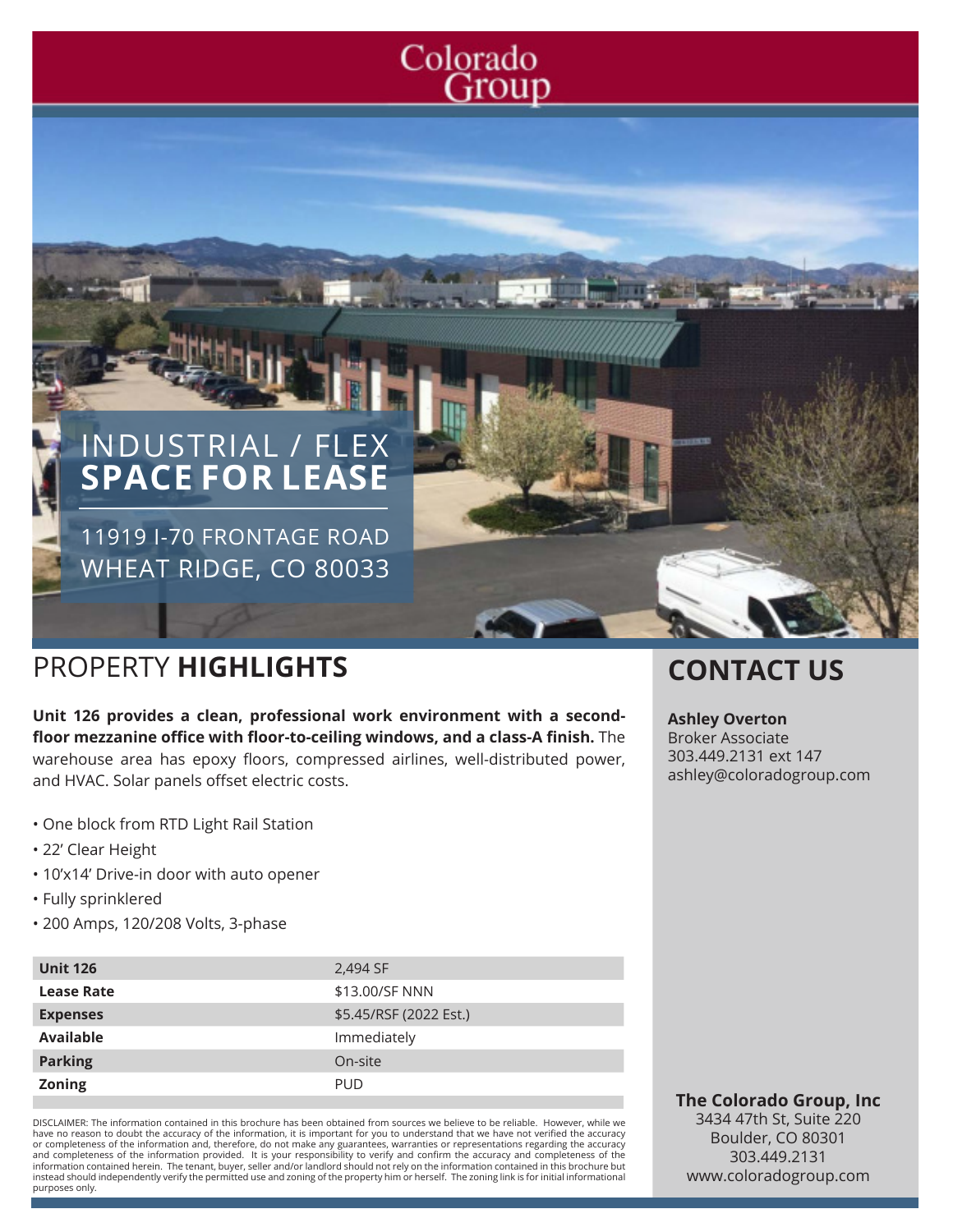Colorado Group

# INDUSTRIAL / FLEX **SPACE FOR LEASE**

11919 I-70 FRONTAGE ROAD
WHEAT RIDGE, CO 80033

## PROPERTY **HIGHLIGHTS**

**Unit 126 provides a clean, professional work environment with a second-floor mezzanine office with floor-to-ceiling windows, and a class-A finish.** The warehouse area has epoxy floors, compressed airlines, well-distributed power, and HVAC. Solar panels offset electric costs.

- One block from RTD Light Rail Station
- 22' Clear Height
- 10'x14' Drive-in door with auto opener
- Fully sprinklered
- 200 Amps, 120/208 Volts, 3-phase

| | |
|---|---|
| **Unit 126** | 2,494 SF |
| **Lease Rate** | $13.00/SF NNN |
| **Expenses** | $5.45/RSF (2022 Est.) |
| **Available** | Immediately |
| **Parking** | On-site |
| **Zoning** | PUD |

DISCLAIMER: The information contained in this brochure has been obtained from sources we believe to be reliable. However, while we have no reason to doubt the accuracy of the information, it is important for you to understand that we have not verified the accuracy or completeness of the information and, therefore, do not make any guarantees, warranties or representations regarding the accuracy and completeness of the information provided. It is your responsibility to verify and confirm the accuracy and completeness of the information contained herein. The tenant, buyer, seller and/or landlord should not rely on the information contained in this brochure but instead should independently verify the permitted use and zoning of the property him or herself. The zoning link is for initial informational purposes only.

## CONTACT US

**Ashley Overton**
Broker Associate
303.449.2131 ext 147
ashley@coloradogroup.com

**The Colorado Group, Inc**
3434 47th St, Suite 220
Boulder, CO 80301
303.449.2131
www.coloradogroup.com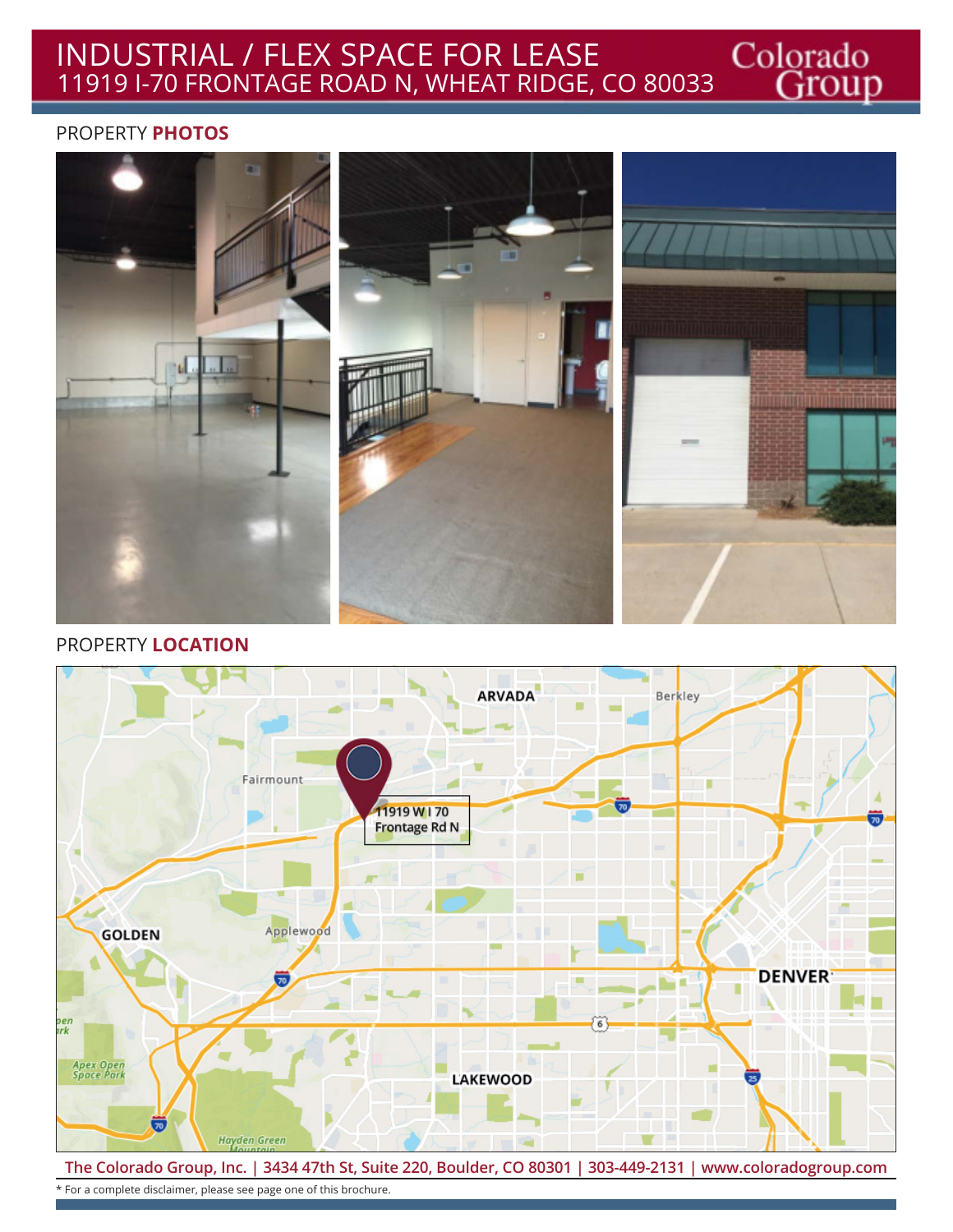# INDUSTRIAL / FLEX SPACE FOR LEASE
## 11919 I-70 FRONTAGE ROAD N, WHEAT RIDGE, CO 80033

Colorado Group

## PROPERTY **PHOTOS**

## PROPERTY **LOCATION**

**The Colorado Group, Inc. | 3434 47th St, Suite 220, Boulder, CO 80301 | 303-449-2131 | www.coloradogroup.com**

* For a complete disclaimer, please see page one of this brochure.